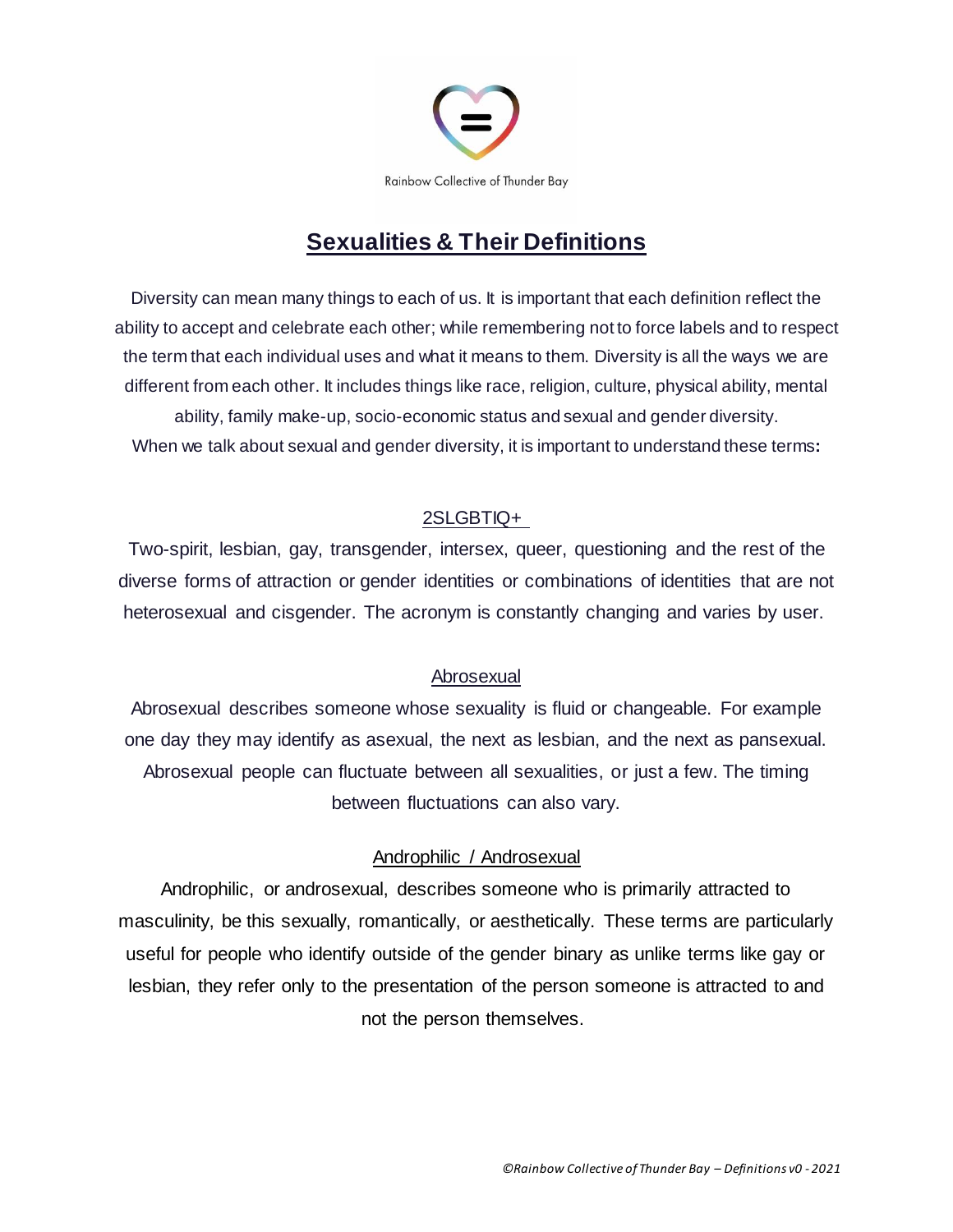Rainbow Collective of Thunder Bay

# Sexualities & Their Definitions

Diversity can mean many things to each of us. It is important that each definition reflect the ability to accept and celebrate each other; while remembering not to force labels and to respect the term that each individual uses and what it means to them. Diversity is all the ways we are different from each other. It includes things like race, religion, culture, physical ability, mental ability, family make-up, socio-economic status and sexual and gender diversity. When we talk about sexual and gender diversity, it is important to understand these terms**:**

## 2SLGBTIQ+

Two-spirit, lesbian, gay, transgender, intersex, queer, questioning and the rest of the diverse forms of attraction or gender identities or combinations of identities that are not heterosexual and cisgender. The acronym is constantly changing and varies by user.

## Abrosexual

Abrosexual describes someone whose sexuality is fluid or changeable. For example one day they may identify as asexual, the next as lesbian, and the next as pansexual. Abrosexual people can fluctuate between all sexualities, or just a few. The timing between fluctuations can also vary.

## Androphilic / Androsexual

Androphilic, or androsexual, describes someone who is primarily attracted to masculinity, be this sexually, romantically, or aesthetically. These terms are particularly useful for people who identify outside of the gender binary as unlike terms like gay or lesbian, they refer only to the presentation of the person someone is attracted to and not the person themselves.

*©Rainbow Collective of Thunder Bay – Definitions v0 - 2021*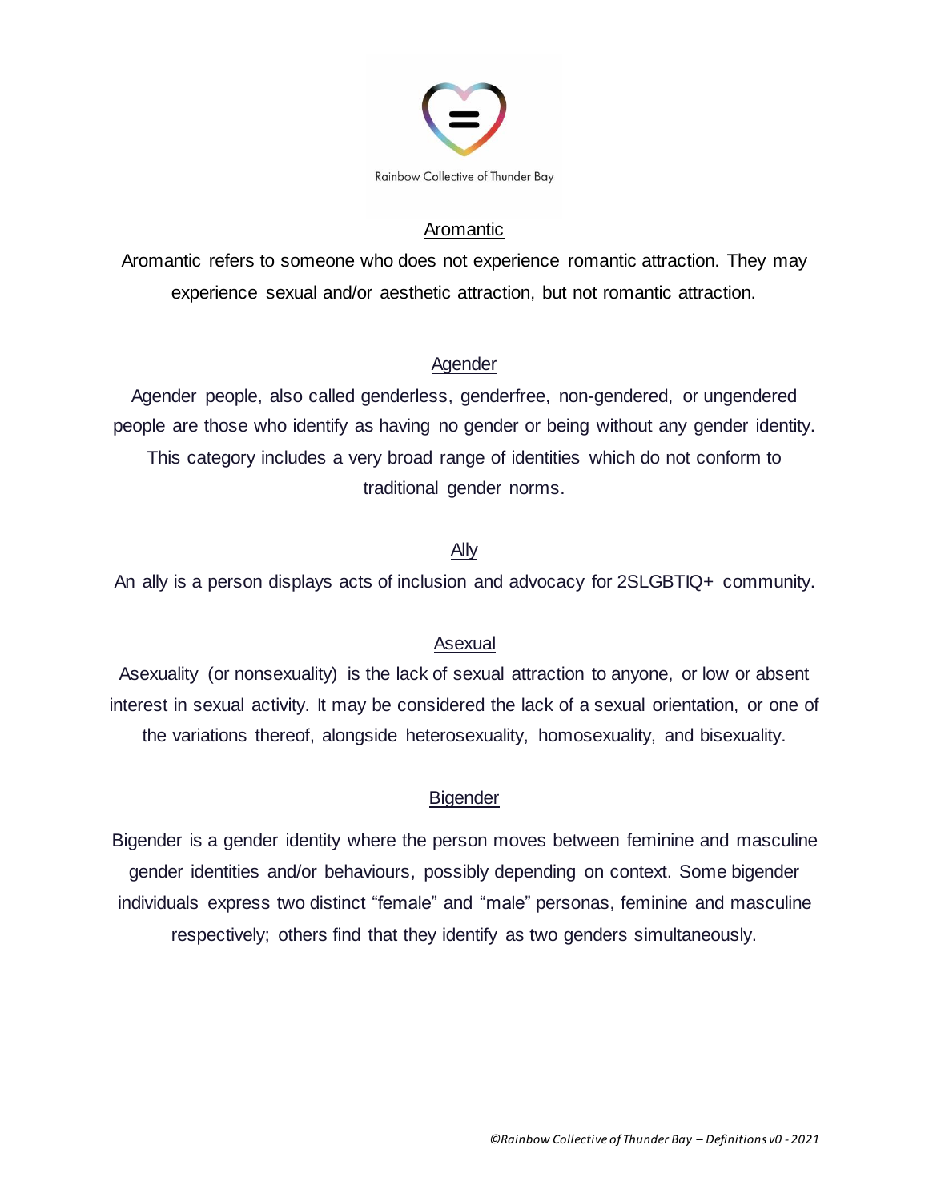Rainbow Collective of Thunder Bay

## Aromantic

Aromantic refers to someone who does not experience romantic attraction. They may experience sexual and/or aesthetic attraction, but not romantic attraction.

## Agender

Agender people, also called genderless, genderfree, non-gendered, or ungendered people are those who identify as having no gender or being without any gender identity. This category includes a very broad range of identities which do not conform to traditional gender norms.

## Ally

An ally is a person displays acts of inclusion and advocacy for 2SLGBTIQ+ community.

## Asexual

Asexuality (or nonsexuality) is the lack of sexual attraction to anyone, or low or absent interest in sexual activity. It may be considered the lack of a sexual orientation, or one of the variations thereof, alongside heterosexuality, homosexuality, and bisexuality.

## Bigender

Bigender is a gender identity where the person moves between feminine and masculine gender identities and/or behaviours, possibly depending on context. Some bigender individuals express two distinct "female" and "male" personas, feminine and masculine respectively; others find that they identify as two genders simultaneously.

*©Rainbow Collective of Thunder Bay – Definitions v0 - 2021*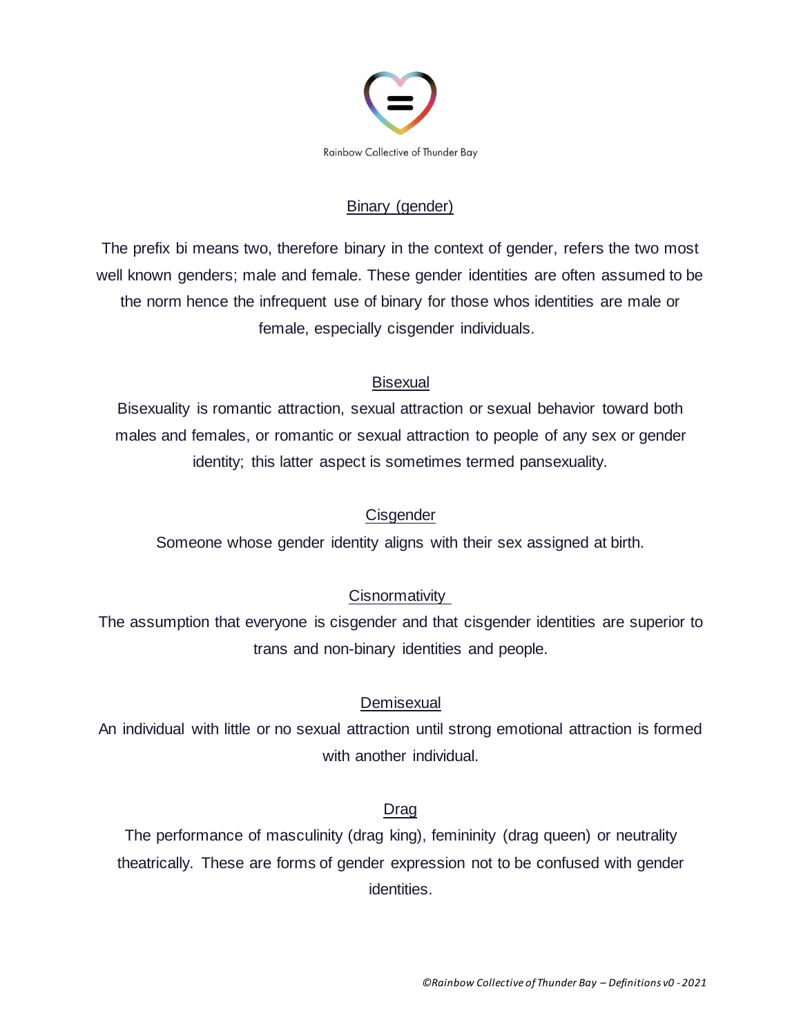Rainbow Collective of Thunder Bay

## Binary (gender)

The prefix bi means two, therefore binary in the context of gender, refers the two most well known genders; male and female. These gender identities are often assumed to be the norm hence the infrequent use of binary for those whos identities are male or female, especially cisgender individuals.

## Bisexual

Bisexuality is romantic attraction, sexual attraction or sexual behavior toward both males and females, or romantic or sexual attraction to people of any sex or gender identity; this latter aspect is sometimes termed pansexuality.

## Cisgender

Someone whose gender identity aligns with their sex assigned at birth.

## Cisnormativity

The assumption that everyone is cisgender and that cisgender identities are superior to trans and non-binary identities and people.

## Demisexual

An individual with little or no sexual attraction until strong emotional attraction is formed with another individual.

## Drag

The performance of masculinity (drag king), femininity (drag queen) or neutrality theatrically. These are forms of gender expression not to be confused with gender identities.

*©Rainbow Collective of Thunder Bay – Definitions v0 - 2021*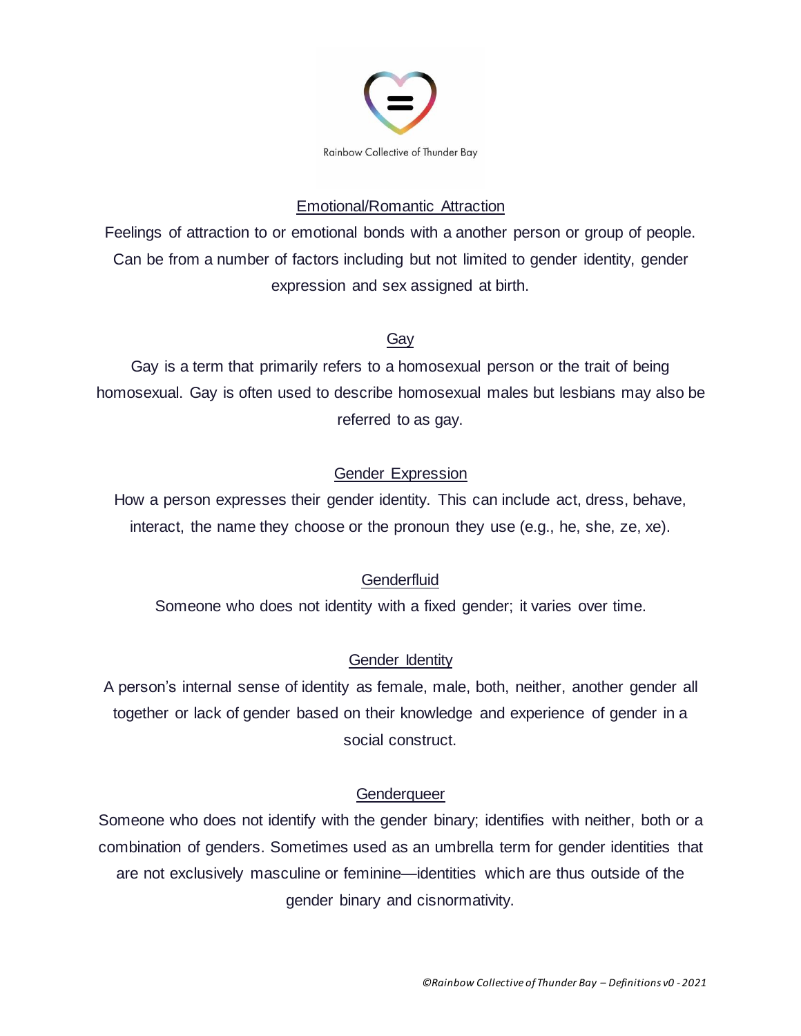Rainbow Collective of Thunder Bay

## Emotional/Romantic Attraction

Feelings of attraction to or emotional bonds with a another person or group of people. Can be from a number of factors including but not limited to gender identity, gender expression and sex assigned at birth.

## Gay

Gay is a term that primarily refers to a homosexual person or the trait of being homosexual. Gay is often used to describe homosexual males but lesbians may also be referred to as gay.

## Gender Expression

How a person expresses their gender identity. This can include act, dress, behave, interact, the name they choose or the pronoun they use (e.g., he, she, ze, xe).

## Genderfluid

Someone who does not identity with a fixed gender; it varies over time.

## Gender Identity

A person's internal sense of identity as female, male, both, neither, another gender all together or lack of gender based on their knowledge and experience of gender in a social construct.

## Genderqueer

Someone who does not identify with the gender binary; identifies with neither, both or a combination of genders. Sometimes used as an umbrella term for gender identities that are not exclusively masculine or feminine—identities which are thus outside of the gender binary and cisnormativity.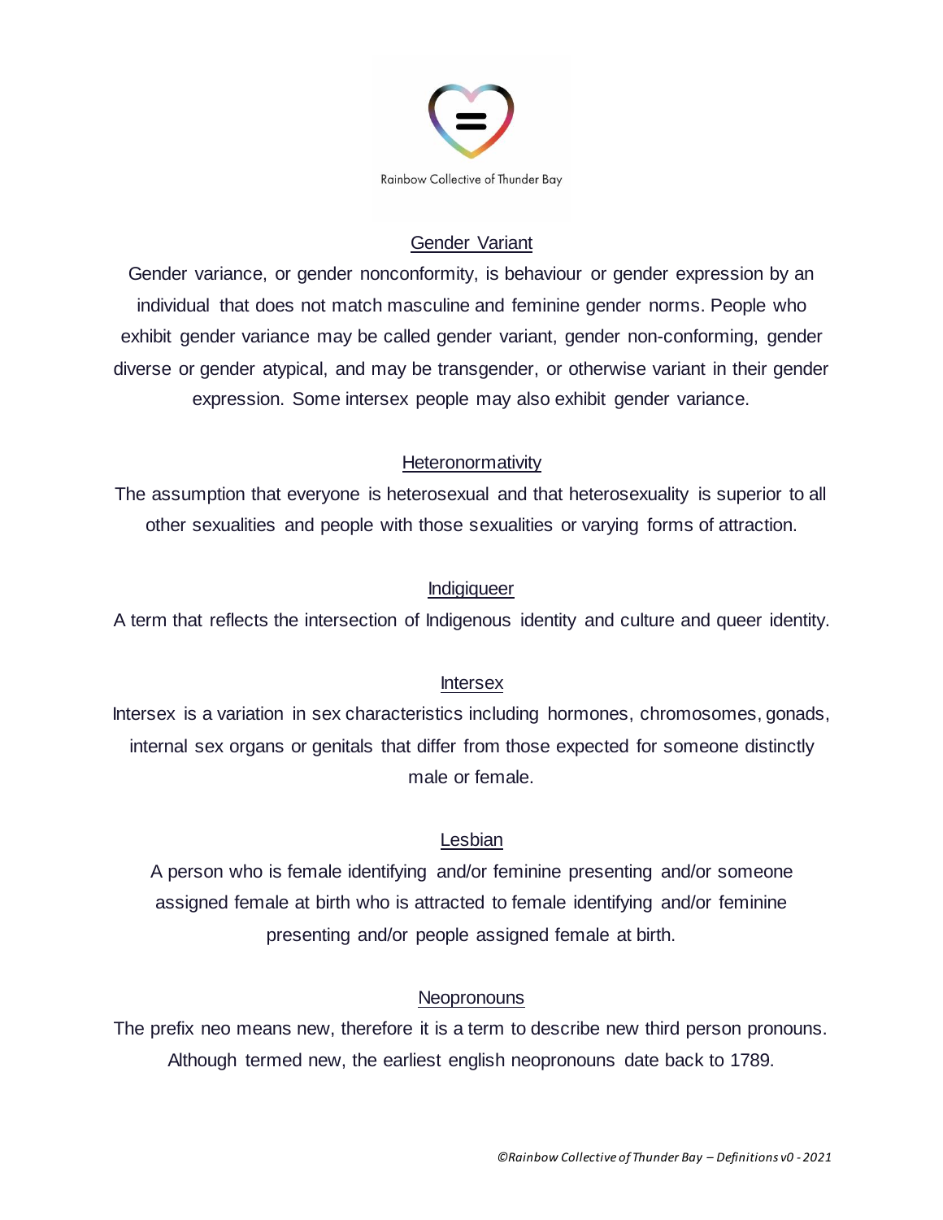Rainbow Collective of Thunder Bay

## Gender Variant

Gender variance, or gender nonconformity, is behaviour or gender expression by an individual that does not match masculine and feminine gender norms. People who exhibit gender variance may be called gender variant, gender non-conforming, gender diverse or gender atypical, and may be transgender, or otherwise variant in their gender expression. Some intersex people may also exhibit gender variance.

## Heteronormativity

The assumption that everyone is heterosexual and that heterosexuality is superior to all other sexualities and people with those sexualities or varying forms of attraction.

## Indigiqueer

A term that reflects the intersection of Indigenous identity and culture and queer identity.

## Intersex

Intersex is a variation in sex characteristics including hormones, chromosomes, gonads, internal sex organs or genitals that differ from those expected for someone distinctly male or female.

## Lesbian

A person who is female identifying and/or feminine presenting and/or someone assigned female at birth who is attracted to female identifying and/or feminine presenting and/or people assigned female at birth.

## Neopronouns

The prefix neo means new, therefore it is a term to describe new third person pronouns. Although termed new, the earliest english neopronouns date back to 1789.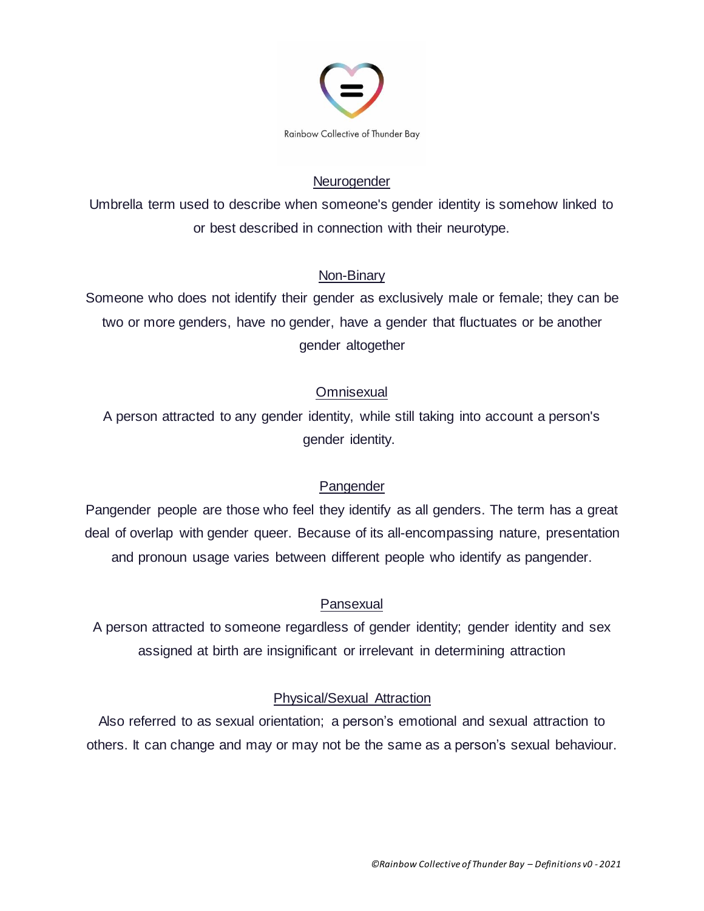Rainbow Collective of Thunder Bay

## Neurogender

Umbrella term used to describe when someone's gender identity is somehow linked to or best described in connection with their neurotype.

## Non-Binary

Someone who does not identify their gender as exclusively male or female; they can be two or more genders, have no gender, have a gender that fluctuates or be another gender altogether

## Omnisexual

A person attracted to any gender identity, while still taking into account a person's gender identity.

## Pangender

Pangender people are those who feel they identify as all genders. The term has a great deal of overlap with gender queer. Because of its all-encompassing nature, presentation and pronoun usage varies between different people who identify as pangender.

## Pansexual

A person attracted to someone regardless of gender identity; gender identity and sex assigned at birth are insignificant or irrelevant in determining attraction

## Physical/Sexual Attraction

Also referred to as sexual orientation; a person's emotional and sexual attraction to others. It can change and may or may not be the same as a person's sexual behaviour.

*©Rainbow Collective of Thunder Bay – Definitions v0 - 2021*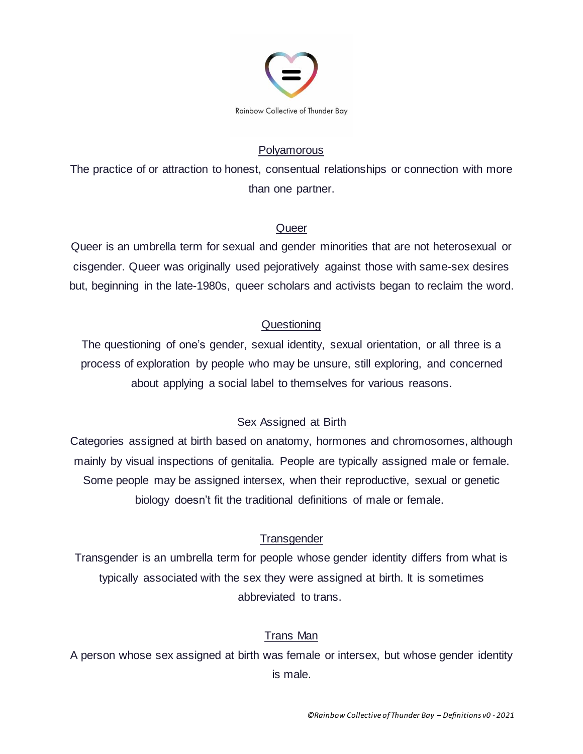Rainbow Collective of Thunder Bay

## Polyamorous

The practice of or attraction to honest, consentual relationships or connection with more than one partner.

## Queer

Queer is an umbrella term for sexual and gender minorities that are not heterosexual or cisgender. Queer was originally used pejoratively against those with same-sex desires but, beginning in the late-1980s, queer scholars and activists began to reclaim the word.

## Questioning

The questioning of one's gender, sexual identity, sexual orientation, or all three is a process of exploration by people who may be unsure, still exploring, and concerned about applying a social label to themselves for various reasons.

## Sex Assigned at Birth

Categories assigned at birth based on anatomy, hormones and chromosomes, although mainly by visual inspections of genitalia. People are typically assigned male or female. Some people may be assigned intersex, when their reproductive, sexual or genetic biology doesn't fit the traditional definitions of male or female.

## Transgender

Transgender is an umbrella term for people whose gender identity differs from what is typically associated with the sex they were assigned at birth. It is sometimes abbreviated to trans.

## Trans Man

A person whose sex assigned at birth was female or intersex, but whose gender identity is male.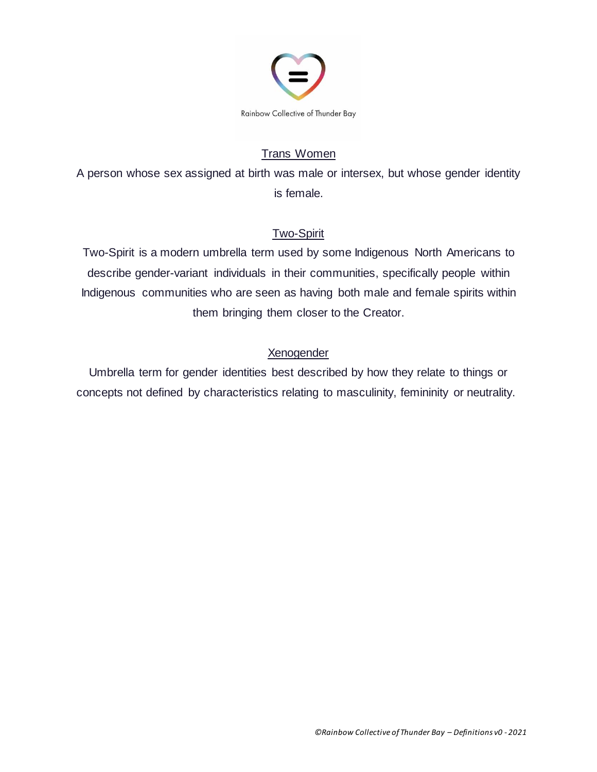Rainbow Collective of Thunder Bay

### Trans Women

A person whose sex assigned at birth was male or intersex, but whose gender identity is female.

### Two-Spirit

Two-Spirit is a modern umbrella term used by some Indigenous North Americans to describe gender-variant individuals in their communities, specifically people within Indigenous communities who are seen as having both male and female spirits within them bringing them closer to the Creator.

### Xenogender

Umbrella term for gender identities best described by how they relate to things or concepts not defined by characteristics relating to masculinity, femininity or neutrality.